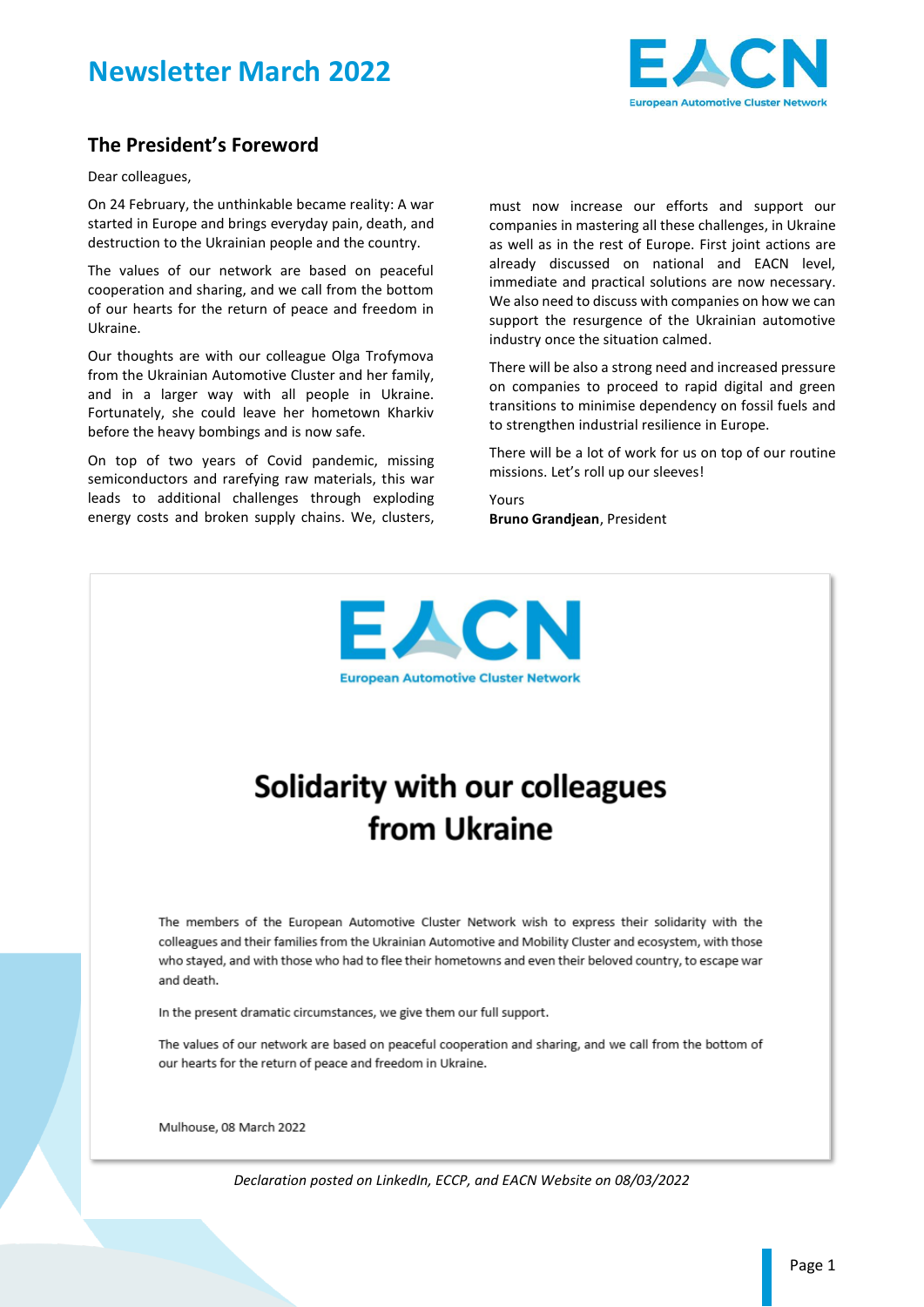# Newsletter March 2022

## The President's Foreword

Dear colleagues,

On 24 February, the unthinkable became reality: A war started in Europe and brings everyday pain, death, and destruction to the Ukrainian people and the country.

The values of our network are based on peaceful cooperation and sharing, and we call from the bottom of our hearts for the return of peace and freedom in Ukraine.

Our thoughts are with our colleague Olga Trofymova from the Ukrainian Automotive Cluster and her family, and in a larger way with all people in Ukraine. Fortunately, she could leave her hometown Kharkiv before the heavy bombings and is now safe.

On top of two years of Covid pandemic, missing semiconductors and rarefying raw materials, this war leads to additional challenges through exploding energy costs and broken supply chains. We, clusters, must now increase our efforts and support our companies in mastering all these challenges, in Ukraine as well as in the rest of Europe. First joint actions are already discussed on national and EACN level, immediate and practical solutions are now necessary. We also need to discuss with companies on how we can support the resurgence of the Ukrainian automotive industry once the situation calmed.

There will be also a strong need and increased pressure on companies to proceed to rapid digital and green transitions to minimise dependency on fossil fuels and to strengthen industrial resilience in Europe.

There will be a lot of work for us on top of our routine missions. Let's roll up our sleeves!

Yours
**Bruno Grandjean**, President

---

EACN
European Automotive Cluster Network

## Solidarity with our colleagues from Ukraine

The members of the European Automotive Cluster Network wish to express their solidarity with the colleagues and their families from the Ukrainian Automotive and Mobility Cluster and ecosystem, with those who stayed, and with those who had to flee their hometowns and even their beloved country, to escape war and death.

In the present dramatic circumstances, we give them our full support.

The values of our network are based on peaceful cooperation and sharing, and we call from the bottom of our hearts for the return of peace and freedom in Ukraine.

Mulhouse, 08 March 2022

*Declaration posted on LinkedIn, ECCP, and EACN Website on 08/03/2022*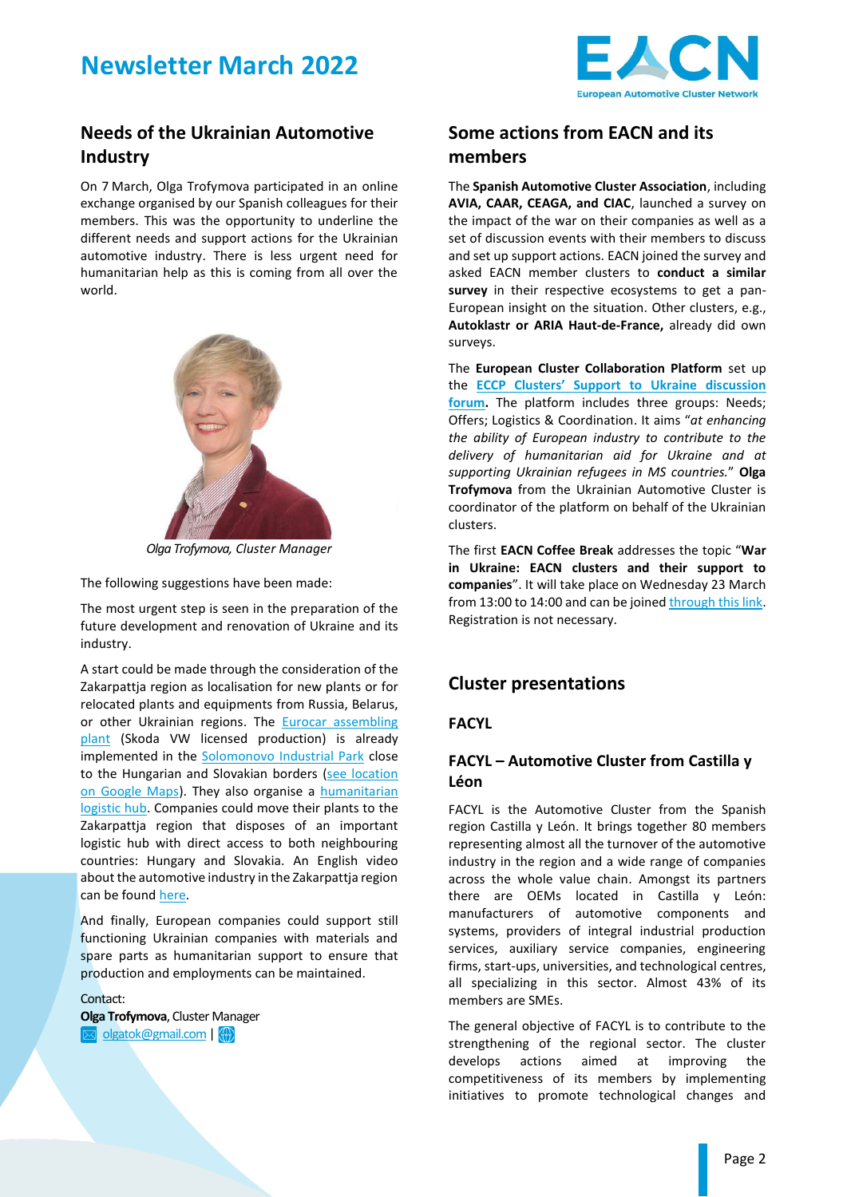## Needs of the Ukrainian Automotive Industry

On 7 March, Olga Trofymova participated in an online exchange organised by our Spanish colleagues for their members. This was the opportunity to underline the different needs and support actions for the Ukrainian automotive industry. There is less urgent need for humanitarian help as this is coming from all over the world.

*Olga Trofymova, Cluster Manager*

The following suggestions have been made:

The most urgent step is seen in the preparation of the future development and renovation of Ukraine and its industry.

A start could be made through the consideration of the Zakarpattja region as localisation for new plants or for relocated plants and equipments from Russia, Belarus, or other Ukrainian regions. The Eurocar assembling plant (Skoda VW licensed production) is already implemented in the Solomonovo Industrial Park close to the Hungarian and Slovakian borders (see location on Google Maps). They also organise a humanitarian logistic hub. Companies could move their plants to the Zakarpattja region that disposes of an important logistic hub with direct access to both neighbouring countries: Hungary and Slovakia. An English video about the automotive industry in the Zakarpattja region can be found here.

And finally, European companies could support still functioning Ukrainian companies with materials and spare parts as humanitarian support to ensure that production and employments can be maintained.

Contact:
**Olga Trofymova**, Cluster Manager
olgatok@gmail.com |

## Some actions from EACN and its members

The **Spanish Automotive Cluster Association**, including **AVIA, CAAR, CEAGA, and CIAC**, launched a survey on the impact of the war on their companies as well as a set of discussion events with their members to discuss and set up support actions. EACN joined the survey and asked EACN member clusters to **conduct a similar survey** in their respective ecosystems to get a pan-European insight on the situation. Other clusters, e.g., **Autoklastr or ARIA Haut-de-France,** already did own surveys.

The **European Cluster Collaboration Platform** set up the **ECCP Clusters' Support to Ukraine discussion forum.** The platform includes three groups: Needs; Offers; Logistics & Coordination. It aims "*at enhancing the ability of European industry to contribute to the delivery of humanitarian aid for Ukraine and at supporting Ukrainian refugees in MS countries.*" **Olga Trofymova** from the Ukrainian Automotive Cluster is coordinator of the platform on behalf of the Ukrainian clusters.

The first **EACN Coffee Break** addresses the topic "**War in Ukraine: EACN clusters and their support to companies**". It will take place on Wednesday 23 March from 13:00 to 14:00 and can be joined through this link. Registration is not necessary.

## Cluster presentations

### FACYL

### FACYL – Automotive Cluster from Castilla y Léon

FACYL is the Automotive Cluster from the Spanish region Castilla y León. It brings together 80 members representing almost all the turnover of the automotive industry in the region and a wide range of companies across the whole value chain. Amongst its partners there are OEMs located in Castilla y León: manufacturers of automotive components and systems, providers of integral industrial production services, auxiliary service companies, engineering firms, start-ups, universities, and technological centres, all specializing in this sector. Almost 43% of its members are SMEs.

The general objective of FACYL is to contribute to the strengthening of the regional sector. The cluster develops actions aimed at improving the competitiveness of its members by implementing initiatives to promote technological changes and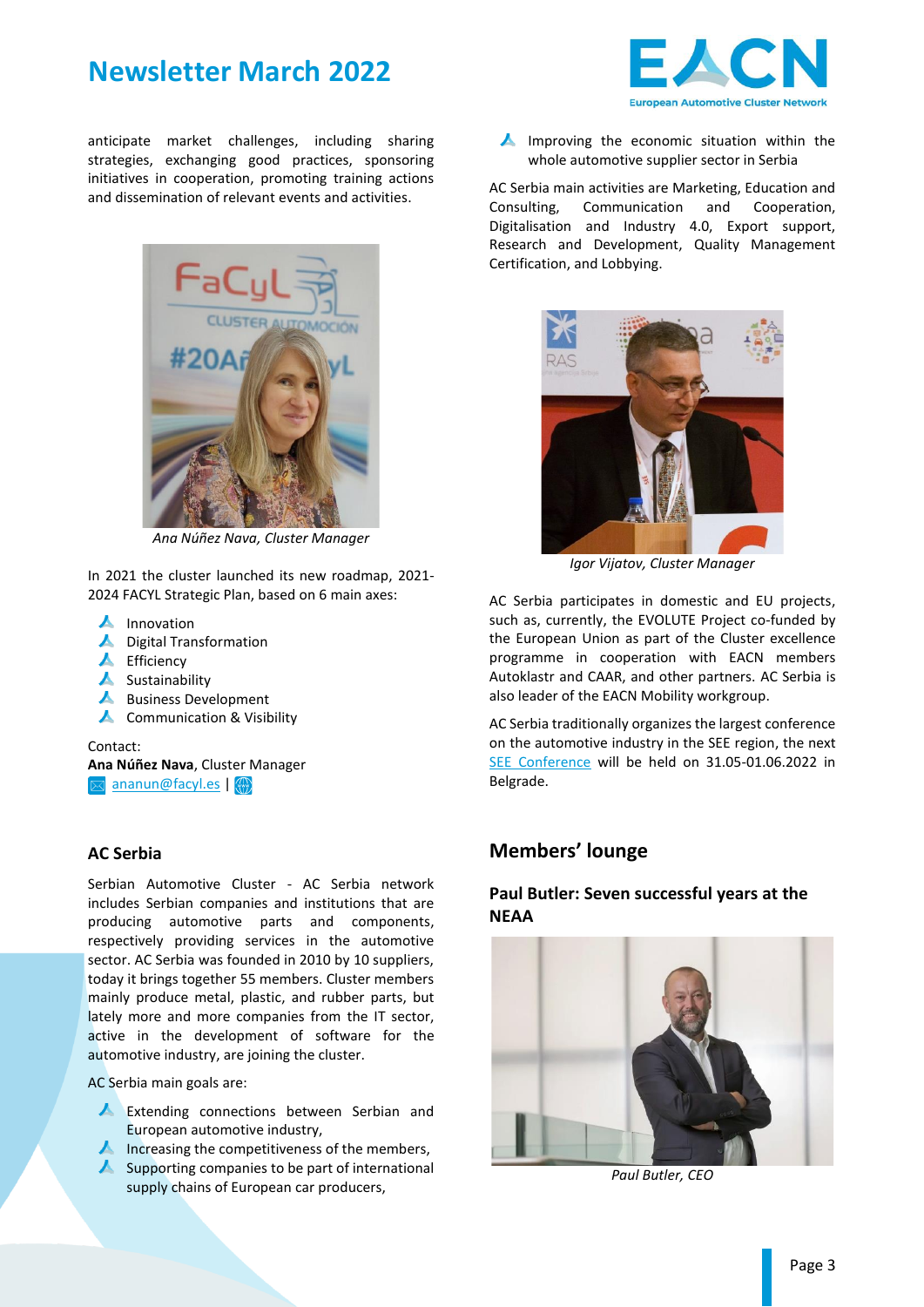anticipate market challenges, including sharing strategies, exchanging good practices, sponsoring initiatives in cooperation, promoting training actions and dissemination of relevant events and activities.

*Ana Núñez Nava, Cluster Manager*

In 2021 the cluster launched its new roadmap, 2021-2024 FACYL Strategic Plan, based on 6 main axes:

- Innovation
- Digital Transformation
- Efficiency
- Sustainability
- Business Development
- Communication & Visibility

Contact:
**Ana Núñez Nava**, Cluster Manager
ananun@facyl.es |

### AC Serbia

Serbian Automotive Cluster - AC Serbia network includes Serbian companies and institutions that are producing automotive parts and components, respectively providing services in the automotive sector. AC Serbia was founded in 2010 by 10 suppliers, today it brings together 55 members. Cluster members mainly produce metal, plastic, and rubber parts, but lately more and more companies from the IT sector, active in the development of software for the automotive industry, are joining the cluster.

AC Serbia main goals are:

- Extending connections between Serbian and European automotive industry,
- Increasing the competitiveness of the members,
- Supporting companies to be part of international supply chains of European car producers,
- Improving the economic situation within the whole automotive supplier sector in Serbia

AC Serbia main activities are Marketing, Education and Consulting, Communication and Cooperation, Digitalisation and Industry 4.0, Export support, Research and Development, Quality Management Certification, and Lobbying.

*Igor Vijatov, Cluster Manager*

AC Serbia participates in domestic and EU projects, such as, currently, the EVOLUTE Project co-funded by the European Union as part of the Cluster excellence programme in cooperation with EACN members Autoklastr and CAAR, and other partners. AC Serbia is also leader of the EACN Mobility workgroup.

AC Serbia traditionally organizes the largest conference on the automotive industry in the SEE region, the next SEE Conference will be held on 31.05-01.06.2022 in Belgrade.

## Members' lounge

### Paul Butler: Seven successful years at the NEAA

*Paul Butler, CEO*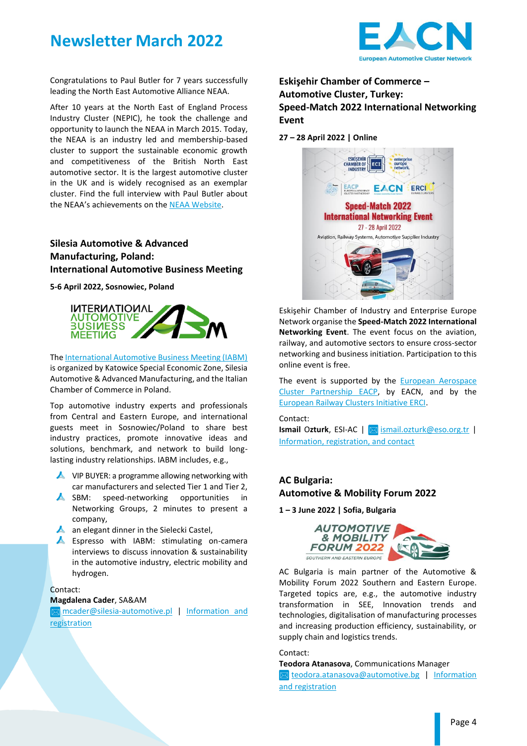Congratulations to Paul Butler for 7 years successfully leading the North East Automotive Alliance NEAA.

After 10 years at the North East of England Process Industry Cluster (NEPIC), he took the challenge and opportunity to launch the NEAA in March 2015. Today, the NEAA is an industry led and membership-based cluster to support the sustainable economic growth and competitiveness of the British North East automotive sector. It is the largest automotive cluster in the UK and is widely recognised as an exemplar cluster. Find the full interview with Paul Butler about the NEAA's achievements on the NEAA Website.

## Silesia Automotive & Advanced Manufacturing, Poland: International Automotive Business Meeting

**5-6 April 2022, Sosnowiec, Poland**

The International Automotive Business Meeting (IABM) is organized by Katowice Special Economic Zone, Silesia Automotive & Advanced Manufacturing, and the Italian Chamber of Commerce in Poland.

Top automotive industry experts and professionals from Central and Eastern Europe, and international guests meet in Sosnowiec/Poland to share best industry practices, promote innovative ideas and solutions, benchmark, and network to build long-lasting industry relationships. IABM includes, e.g.,

- VIP BUYER: a programme allowing networking with car manufacturers and selected Tier 1 and Tier 2,
- SBM: speed-networking opportunities in Networking Groups, 2 minutes to present a company,
- an elegant dinner in the Sielecki Castel,
- Espresso with IABM: stimulating on-camera interviews to discuss innovation & sustainability in the automotive industry, electric mobility and hydrogen.

Contact:
**Magdalena Cader**, SA&AM
mcader@silesia-automotive.pl | Information and registration

## Eskişehir Chamber of Commerce – Automotive Cluster, Turkey: Speed-Match 2022 International Networking Event

**27 – 28 April 2022 | Online**

Eskişehir Chamber of Industry and Enterprise Europe Network organise the **Speed-Match 2022 International Networking Event**. The event focus on the aviation, railway, and automotive sectors to ensure cross-sector networking and business initiation. Participation to this online event is free.

The event is supported by the European Aerospace Cluster Partnership EACP, by EACN, and by the European Railway Clusters Initiative ERCI.

Contact:
**Ismail Ozturk**, ESI-AC | ismail.ozturk@eso.org.tr | Information, registration, and contact

## AC Bulgaria: Automotive & Mobility Forum 2022

**1 – 3 June 2022 | Sofia, Bulgaria**

AC Bulgaria is main partner of the Automotive & Mobility Forum 2022 Southern and Eastern Europe. Targeted topics are, e.g., the automotive industry transformation in SEE, Innovation trends and technologies, digitalisation of manufacturing processes and increasing production efficiency, sustainability, or supply chain and logistics trends.

Contact:
**Teodora Atanasova**, Communications Manager
teodora.atanasova@automotive.bg | Information and registration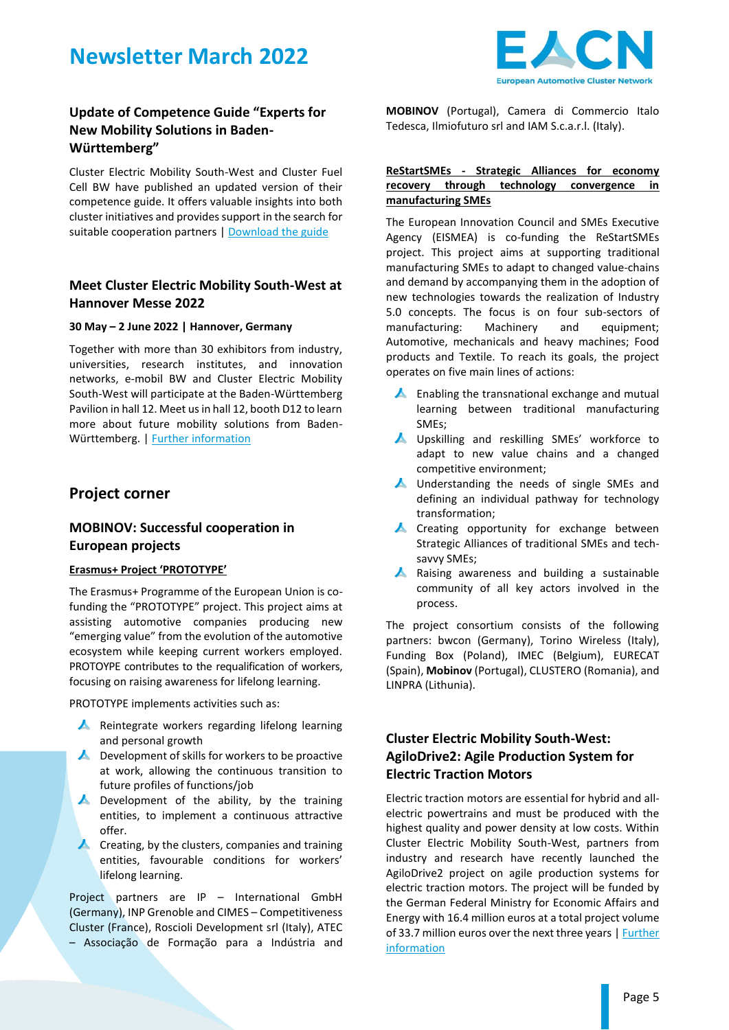## Update of Competence Guide "Experts for New Mobility Solutions in Baden-Württemberg"

Cluster Electric Mobility South-West and Cluster Fuel Cell BW have published an updated version of their competence guide. It offers valuable insights into both cluster initiatives and provides support in the search for suitable cooperation partners | Download the guide

## Meet Cluster Electric Mobility South-West at Hannover Messe 2022

**30 May – 2 June 2022 | Hannover, Germany**

Together with more than 30 exhibitors from industry, universities, research institutes, and innovation networks, e-mobil BW and Cluster Electric Mobility South-West will participate at the Baden-Württemberg Pavilion in hall 12. Meet us in hall 12, booth D12 to learn more about future mobility solutions from Baden-Württemberg. | Further information

# Project corner

## MOBINOV: Successful cooperation in European projects

**Erasmus+ Project 'PROTOTYPE'**

The Erasmus+ Programme of the European Union is co-funding the "PROTOTYPE" project. This project aims at assisting automotive companies producing new "emerging value" from the evolution of the automotive ecosystem while keeping current workers employed. PROTOYPE contributes to the requalification of workers, focusing on raising awareness for lifelong learning.

PROTOTYPE implements activities such as:

- Reintegrate workers regarding lifelong learning and personal growth
- Development of skills for workers to be proactive at work, allowing the continuous transition to future profiles of functions/job
- Development of the ability, by the training entities, to implement a continuous attractive offer.
- Creating, by the clusters, companies and training entities, favourable conditions for workers' lifelong learning.

Project partners are IP – International GmbH (Germany), INP Grenoble and CIMES – Competitiveness Cluster (France), Roscioli Development srl (Italy), ATEC – Associação de Formação para a Indústria and **MOBINOV** (Portugal), Camera di Commercio Italo Tedesca, Ilmiofuturo srl and IAM S.c.a.r.l. (Italy).

**ReStartSMEs - Strategic Alliances for economy recovery through technology convergence in manufacturing SMEs**

The European Innovation Council and SMEs Executive Agency (EISMEA) is co-funding the ReStartSMEs project. This project aims at supporting traditional manufacturing SMEs to adapt to changed value-chains and demand by accompanying them in the adoption of new technologies towards the realization of Industry 5.0 concepts. The focus is on four sub-sectors of manufacturing: Machinery and equipment; Automotive, mechanicals and heavy machines; Food products and Textile. To reach its goals, the project operates on five main lines of actions:

- Enabling the transnational exchange and mutual learning between traditional manufacturing SMEs;
- Upskilling and reskilling SMEs' workforce to adapt to new value chains and a changed competitive environment;
- Understanding the needs of single SMEs and defining an individual pathway for technology transformation;
- Creating opportunity for exchange between Strategic Alliances of traditional SMEs and tech-savvy SMEs;
- Raising awareness and building a sustainable community of all key actors involved in the process.

The project consortium consists of the following partners: bwcon (Germany), Torino Wireless (Italy), Funding Box (Poland), IMEC (Belgium), EURECAT (Spain), **Mobinov** (Portugal), CLUSTERO (Romania), and LINPRA (Lithuania).

## Cluster Electric Mobility South-West: AgiloDrive2: Agile Production System for Electric Traction Motors

Electric traction motors are essential for hybrid and all-electric powertrains and must be produced with the highest quality and power density at low costs. Within Cluster Electric Mobility South-West, partners from industry and research have recently launched the AgiloDrive2 project on agile production systems for electric traction motors. The project will be funded by the German Federal Ministry for Economic Affairs and Energy with 16.4 million euros at a total project volume of 33.7 million euros over the next three years | Further information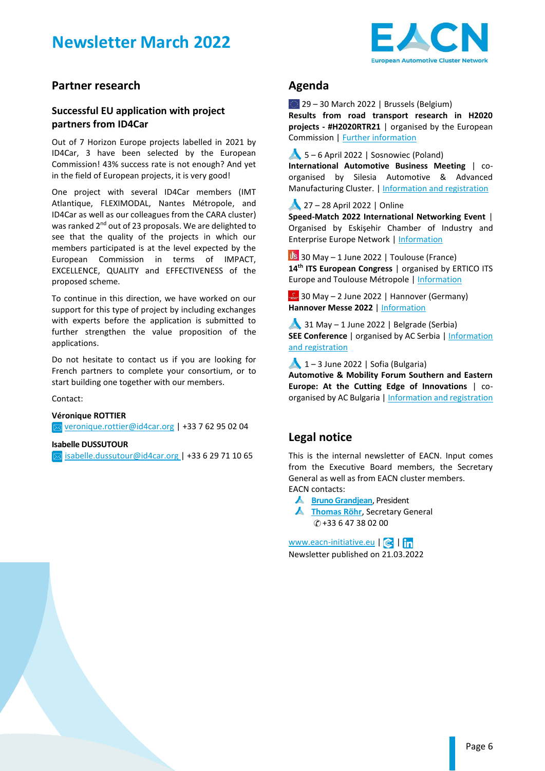# Newsletter March 2022

## Partner research

### Successful EU application with project partners from ID4Car

Out of 7 Horizon Europe projects labelled in 2021 by ID4Car, 3 have been selected by the European Commission! 43% success rate is not enough? And yet in the field of European projects, it is very good!

One project with several ID4Car members (IMT Atlantique, FLEXIMODAL, Nantes Métropole, and ID4Car as well as our colleagues from the CARA cluster) was ranked 2nd out of 23 proposals. We are delighted to see that the quality of the projects in which our members participated is at the level expected by the European Commission in terms of IMPACT, EXCELLENCE, QUALITY and EFFECTIVENESS of the proposed scheme.

To continue in this direction, we have worked on our support for this type of project by including exchanges with experts before the application is submitted to further strengthen the value proposition of the applications.

Do not hesitate to contact us if you are looking for French partners to complete your consortium, or to start building one together with our members.

Contact:

**Véronique ROTTIER**
veronique.rottier@id4car.org | +33 7 62 95 02 04

**Isabelle DUSSUTOUR**
isabelle.dussutour@id4car.org | +33 6 29 71 10 65

## Agenda

29 – 30 March 2022 | Brussels (Belgium)
**Results from road transport research in H2020 projects - #H2020RTR21** | organised by the European Commission | Further information

5 – 6 April 2022 | Sosnowiec (Poland)
**International Automotive Business Meeting** | co-organised by Silesia Automotive & Advanced Manufacturing Cluster. | Information and registration

27 – 28 April 2022 | Online
**Speed-Match 2022 International Networking Event** | Organised by Eskişehir Chamber of Industry and Enterprise Europe Network | Information

30 May – 1 June 2022 | Toulouse (France)
**14th ITS European Congress** | organised by ERTICO ITS Europe and Toulouse Métropole | Information

30 May – 2 June 2022 | Hannover (Germany)
**Hannover Messe 2022** | Information

31 May – 1 June 2022 | Belgrade (Serbia)
**SEE Conference** | organised by AC Serbia | Information and registration

1 – 3 June 2022 | Sofia (Bulgaria)
**Automotive & Mobility Forum Southern and Eastern Europe: At the Cutting Edge of Innovations** | co-organised by AC Bulgaria | Information and registration

## Legal notice

This is the internal newsletter of EACN. Input comes from the Executive Board members, the Secretary General as well as from EACN cluster members.
EACN contacts:

- **Bruno Grandjean**, President
- **Thomas Röhr**, Secretary General
  ✆ +33 6 47 38 02 00

www.eacn-initiative.eu | |
Newsletter published on 21.03.2022